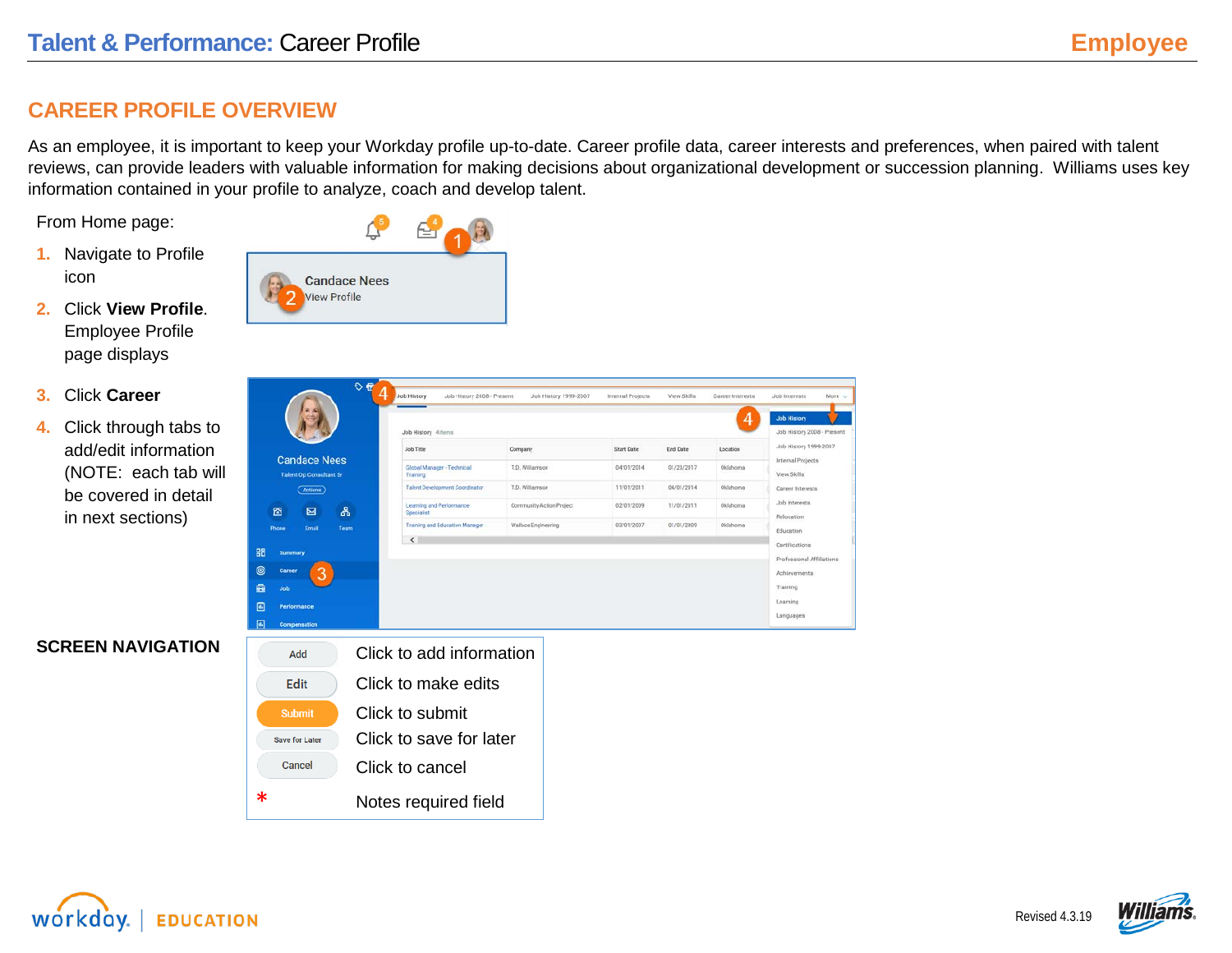# Talent & Performance: Career Profile

## CAREER PROFILE OVERVIEW

As an employee, it is important to keep your Workday profile up-to-date. Career profile data, career interests and preferences, when paired with talent reviews, can provide leaders with valuable information for making decisions about organizational development or succession planning. Williams uses key information contained in your profile to analyze, coach and develop talent.

From Home page:

1. Navigate to Profile icon
2. Click **View Profile**. Employee Profile page displays
3. Click **Career**
4. Click through tabs to add/edit information (NOTE: each tab will be covered in detail in next sections)

**SCREEN NAVIGATION**

| Button | Description |
| --- | --- |
| Add | Click to add information |
| Edit | Click to make edits |
| Submit | Click to submit |
| Save for Later | Click to save for later |
| Cancel | Click to cancel |
| * | Notes required field |

Revised 4.3.19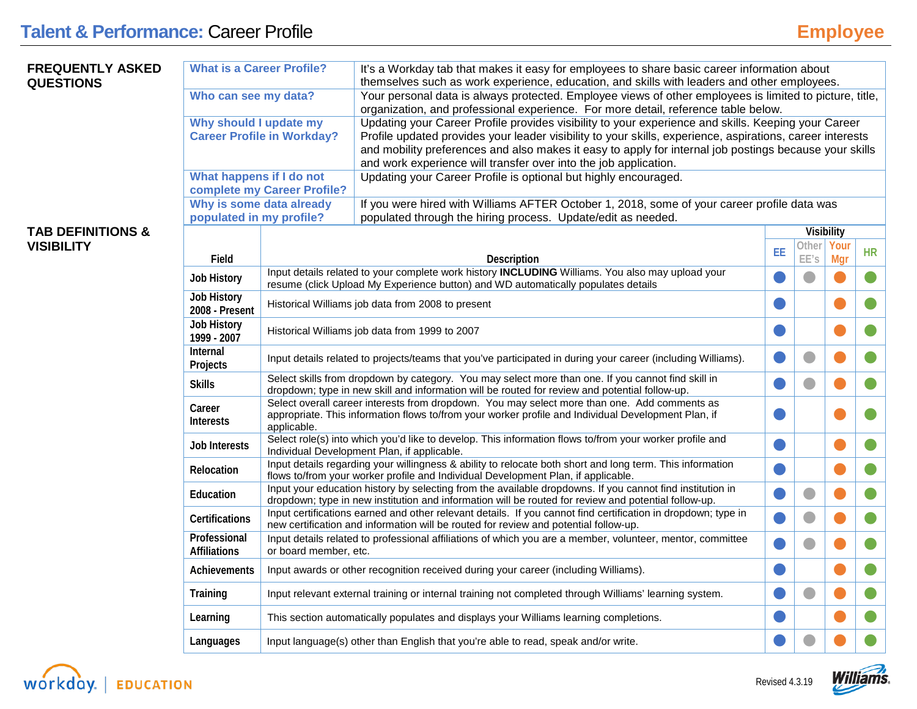# Talent & Performance: Career Profile

**Employee**

## FREQUENTLY ASKED QUESTIONS

| Question | Answer |
|---|---|
| **What is a Career Profile?** | It's a Workday tab that makes it easy for employees to share basic career information about themselves such as work experience, education, and skills with leaders and other employees. |
| **Who can see my data?** | Your personal data is always protected. Employee views of other employees is limited to picture, title, organization, and professional experience. For more detail, reference table below. |
| **Why should I update my Career Profile in Workday?** | Updating your Career Profile provides visibility to your experience and skills. Keeping your Career Profile updated provides your leader visibility to your skills, experience, aspirations, career interests and mobility preferences and also makes it easy to apply for internal job postings because your skills and work experience will transfer over into the job application. |
| **What happens if I do not complete my Career Profile?** | Updating your Career Profile is optional but highly encouraged. |
| **Why is some data already populated in my profile?** | If you were hired with Williams AFTER October 1, 2018, some of your career profile data was populated through the hiring process. Update/edit as needed. |

## TAB DEFINITIONS & VISIBILITY

| Field | Description | Visibility | | | |
|---|---|---|---|---|---|
| | | EE | Other EE's | Your Mgr | HR |
| Job History | Input details related to your complete work history **INCLUDING** Williams. You also may upload your resume (click Upload My Experience button) and WD automatically populates details | ● | ● | ● | ● |
| Job History 2008 - Present | Historical Williams job data from 2008 to present | ● | | ● | ● |
| Job History 1999 - 2007 | Historical Williams job data from 1999 to 2007 | ● | | ● | ● |
| Internal Projects | Input details related to projects/teams that you've participated in during your career (including Williams). | ● | ● | ● | ● |
| Skills | Select skills from dropdown by category. You may select more than one. If you cannot find skill in dropdown; type in new skill and information will be routed for review and potential follow-up. | ● | ● | ● | ● |
| Career Interests | Select overall career interests from dropdown. You may select more than one. Add comments as appropriate. This information flows to/from your worker profile and Individual Development Plan, if applicable. | ● | | ● | ● |
| Job Interests | Select role(s) into which you'd like to develop. This information flows to/from your worker profile and Individual Development Plan, if applicable. | ● | | ● | ● |
| Relocation | Input details regarding your willingness & ability to relocate both short and long term. This information flows to/from your worker profile and Individual Development Plan, if applicable. | ● | | ● | ● |
| Education | Input your education history by selecting from the available dropdowns. If you cannot find institution in dropdown; type in new institution and information will be routed for review and potential follow-up. | ● | ● | ● | ● |
| Certifications | Input certifications earned and other relevant details. If you cannot find certification in dropdown; type in new certification and information will be routed for review and potential follow-up. | ● | ● | ● | ● |
| Professional Affiliations | Input details related to professional affiliations of which you are a member, volunteer, mentor, committee or board member, etc. | ● | ● | ● | ● |
| Achievements | Input awards or other recognition received during your career (including Williams). | ● | | ● | ● |
| Training | Input relevant external training or internal training not completed through Williams' learning system. | ● | ● | ● | ● |
| Learning | This section automatically populates and displays your Williams learning completions. | ● | | ● | ● |
| Languages | Input language(s) other than English that you're able to read, speak and/or write. | ● | ● | ● | ● |

Revised 4.3.19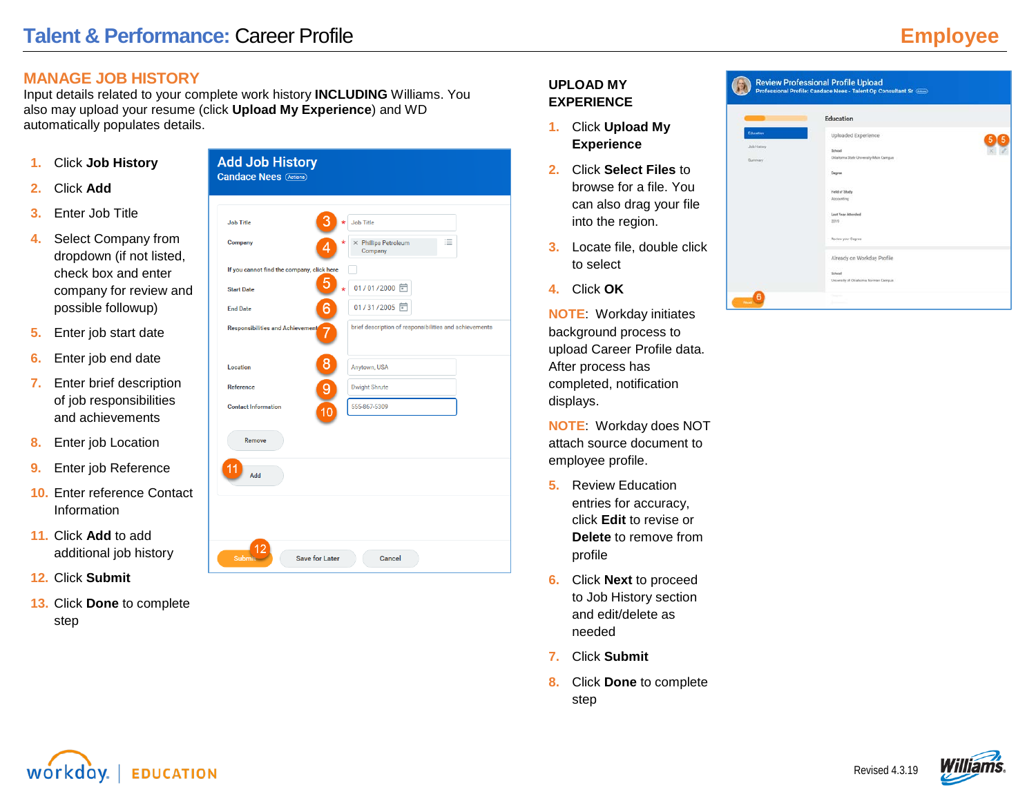# Talent & Performance: Career Profile

**Employee**

## MANAGE JOB HISTORY

Input details related to your complete work history **INCLUDING** Williams. You also may upload your resume (click **Upload My Experience**) and WD automatically populates details.

1. Click **Job History**
2. Click **Add**
3. Enter Job Title
4. Select Company from dropdown (if not listed, check box and enter company for review and possible followup)
5. Enter job start date
6. Enter job end date
7. Enter brief description of job responsibilities and achievements
8. Enter job Location
9. Enter job Reference
10. Enter reference Contact Information
11. Click **Add** to add additional job history
12. Click **Submit**
13. Click **Done** to complete step

## UPLOAD MY EXPERIENCE

1. Click **Upload My Experience**
2. Click **Select Files** to browse for a file. You can also drag your file into the region.
3. Locate file, double click to select
4. Click **OK**

NOTE: Workday initiates background process to upload Career Profile data. After process has completed, notification displays.

NOTE: Workday does NOT attach source document to employee profile.

5. Review Education entries for accuracy, click **Edit** to revise or **Delete** to remove from profile
6. Click **Next** to proceed to Job History section and edit/delete as needed
7. Click **Submit**
8. Click **Done** to complete step

Revised 4.3.19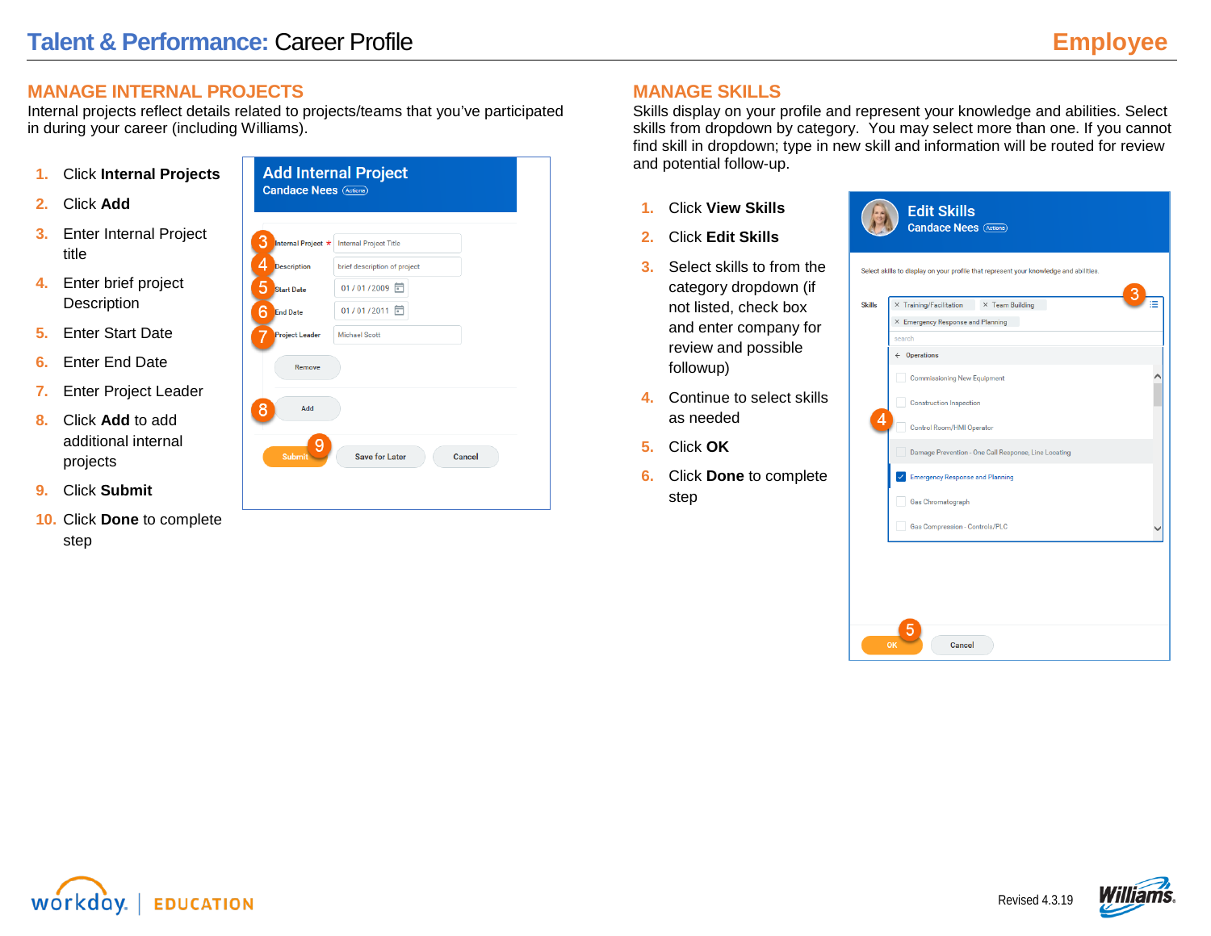## MANAGE INTERNAL PROJECTS

Internal projects reflect details related to projects/teams that you've participated in during your career (including Williams).

1. Click **Internal Projects**
2. Click **Add**
3. Enter Internal Project title
4. Enter brief project Description
5. Enter Start Date
6. Enter End Date
7. Enter Project Leader
8. Click **Add** to add additional internal projects
9. Click **Submit**
10. Click **Done** to complete step

## MANAGE SKILLS

Skills display on your profile and represent your knowledge and abilities. Select skills from dropdown by category. You may select more than one. If you cannot find skill in dropdown; type in new skill and information will be routed for review and potential follow-up.

1. Click **View Skills**
2. Click **Edit Skills**
3. Select skills to from the category dropdown (if not listed, check box and enter company for review and possible followup)
4. Continue to select skills as needed
5. Click **OK**
6. Click **Done** to complete step

Revised 4.3.19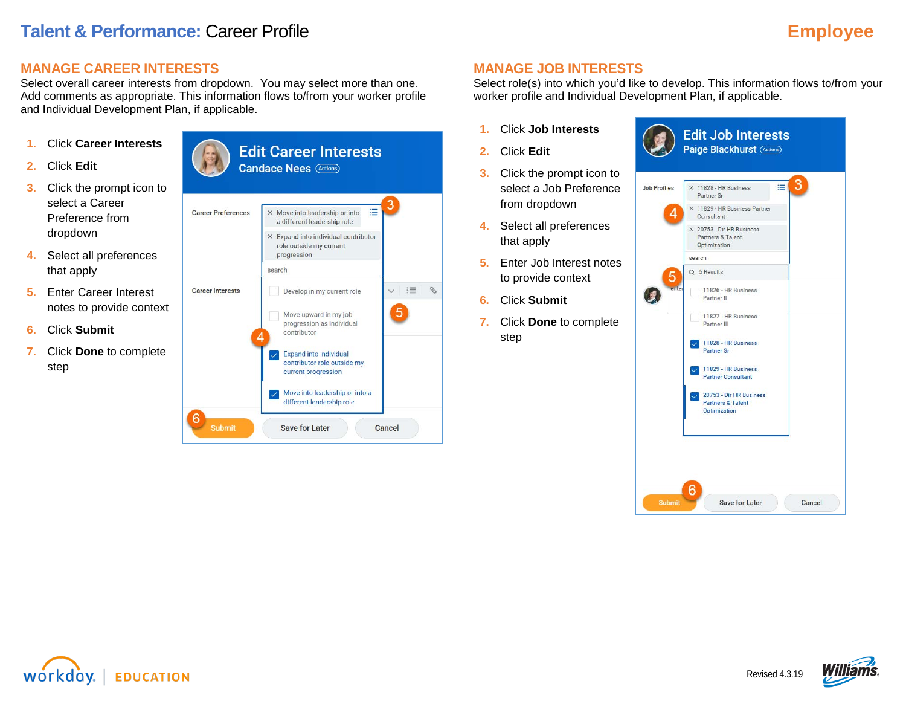# Talent & Performance: Career Profile

## MANAGE CAREER INTERESTS

Select overall career interests from dropdown. You may select more than one. Add comments as appropriate. This information flows to/from your worker profile and Individual Development Plan, if applicable.

1. Click **Career Interests**
2. Click **Edit**
3. Click the prompt icon to select a Career Preference from dropdown
4. Select all preferences that apply
5. Enter Career Interest notes to provide context
6. Click **Submit**
7. Click **Done** to complete step

## MANAGE JOB INTERESTS

Select role(s) into which you'd like to develop. This information flows to/from your worker profile and Individual Development Plan, if applicable.

1. Click **Job Interests**
2. Click **Edit**
3. Click the prompt icon to select a Job Preference from dropdown
4. Select all preferences that apply
5. Enter Job Interest notes to provide context
6. Click **Submit**
7. Click **Done** to complete step

Revised 4.3.19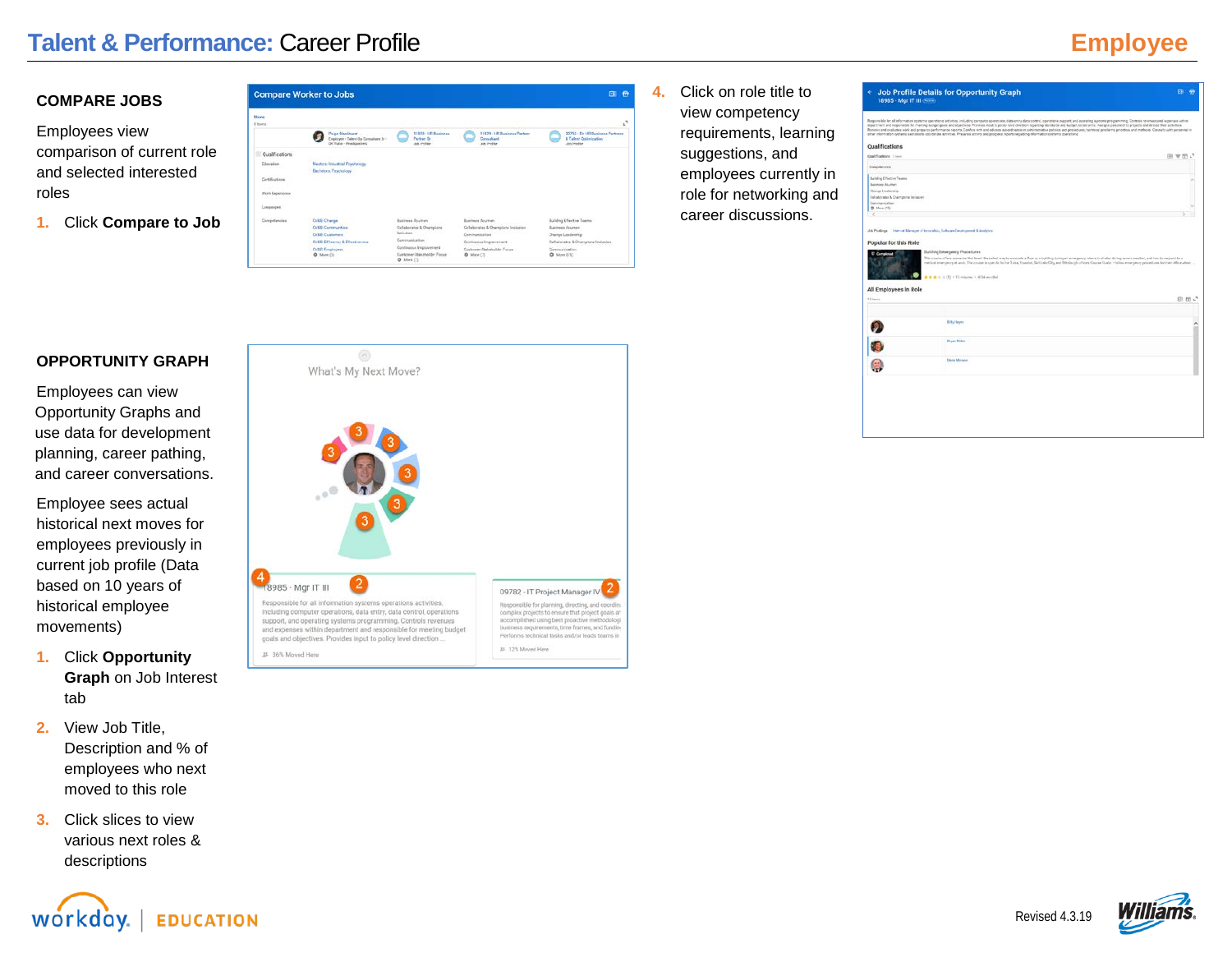# Talent & Performance: Career Profile

**Employee**

## COMPARE JOBS

Employees view comparison of current role and selected interested roles

1. Click **Compare to Job**

4. Click on role title to view competency requirements, learning suggestions, and employees currently in role for networking and career discussions.

## OPPORTUNITY GRAPH

Employees can view Opportunity Graphs and use data for development planning, career pathing, and career conversations.

Employee sees actual historical next moves for employees previously in current job profile (Data based on 10 years of historical employee movements)

1. Click **Opportunity Graph** on Job Interest tab
2. View Job Title, Description and % of employees who next moved to this role
3. Click slices to view various next roles & descriptions

Revised 4.3.19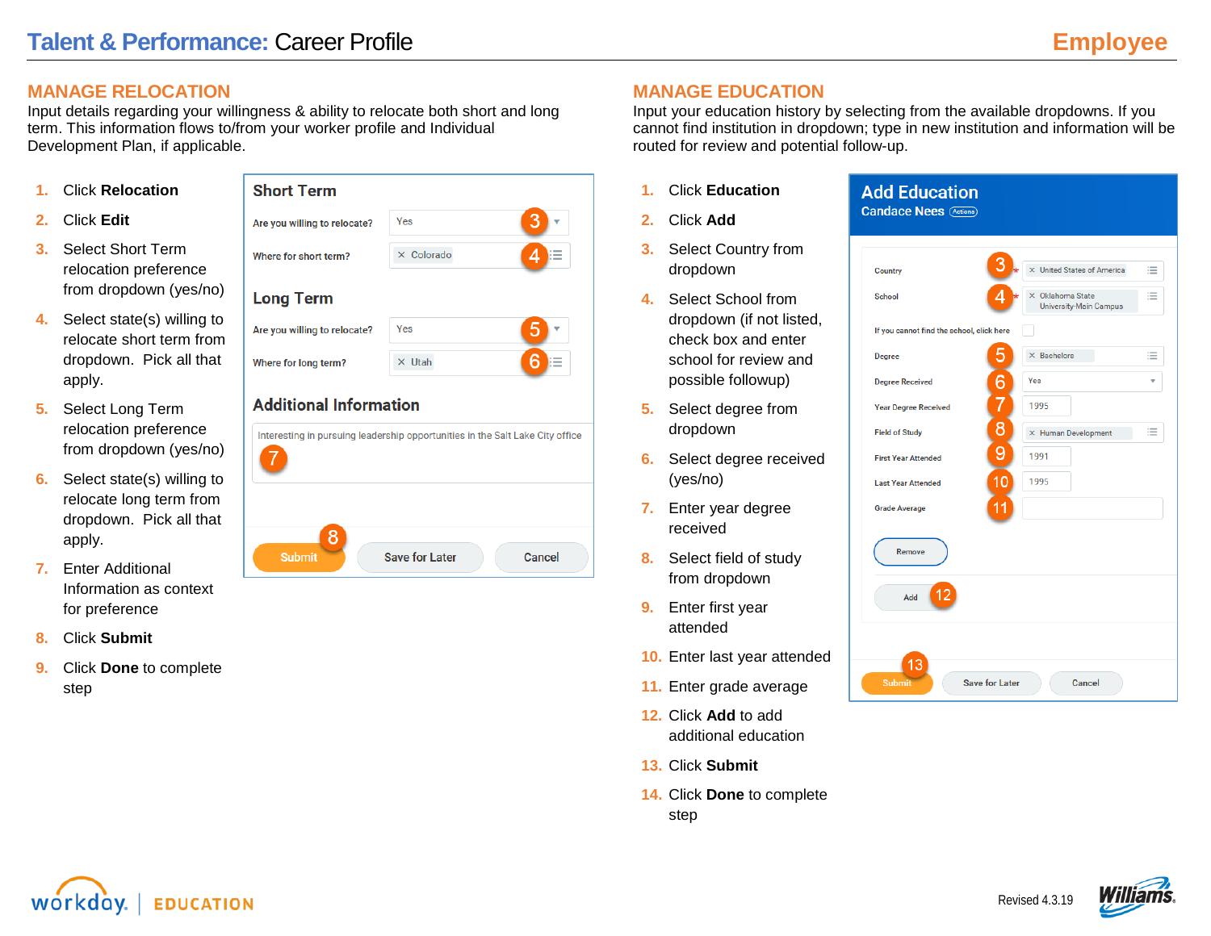# Talent & Performance: Career Profile

**Employee**

## MANAGE RELOCATION

Input details regarding your willingness & ability to relocate both short and long term. This information flows to/from your worker profile and Individual Development Plan, if applicable.

1. Click **Relocation**
2. Click **Edit**
3. Select Short Term relocation preference from dropdown (yes/no)
4. Select state(s) willing to relocate short term from dropdown. Pick all that apply.
5. Select Long Term relocation preference from dropdown (yes/no)
6. Select state(s) willing to relocate long term from dropdown. Pick all that apply.
7. Enter Additional Information as context for preference
8. Click **Submit**
9. Click **Done** to complete step

## MANAGE EDUCATION

Input your education history by selecting from the available dropdowns. If you cannot find institution in dropdown; type in new institution and information will be routed for review and potential follow-up.

1. Click **Education**
2. Click **Add**
3. Select Country from dropdown
4. Select School from dropdown (if not listed, check box and enter school for review and possible followup)
5. Select degree from dropdown
6. Select degree received (yes/no)
7. Enter year degree received
8. Select field of study from dropdown
9. Enter first year attended
10. Enter last year attended
11. Enter grade average
12. Click **Add** to add additional education
13. Click **Submit**
14. Click **Done** to complete step

Revised 4.3.19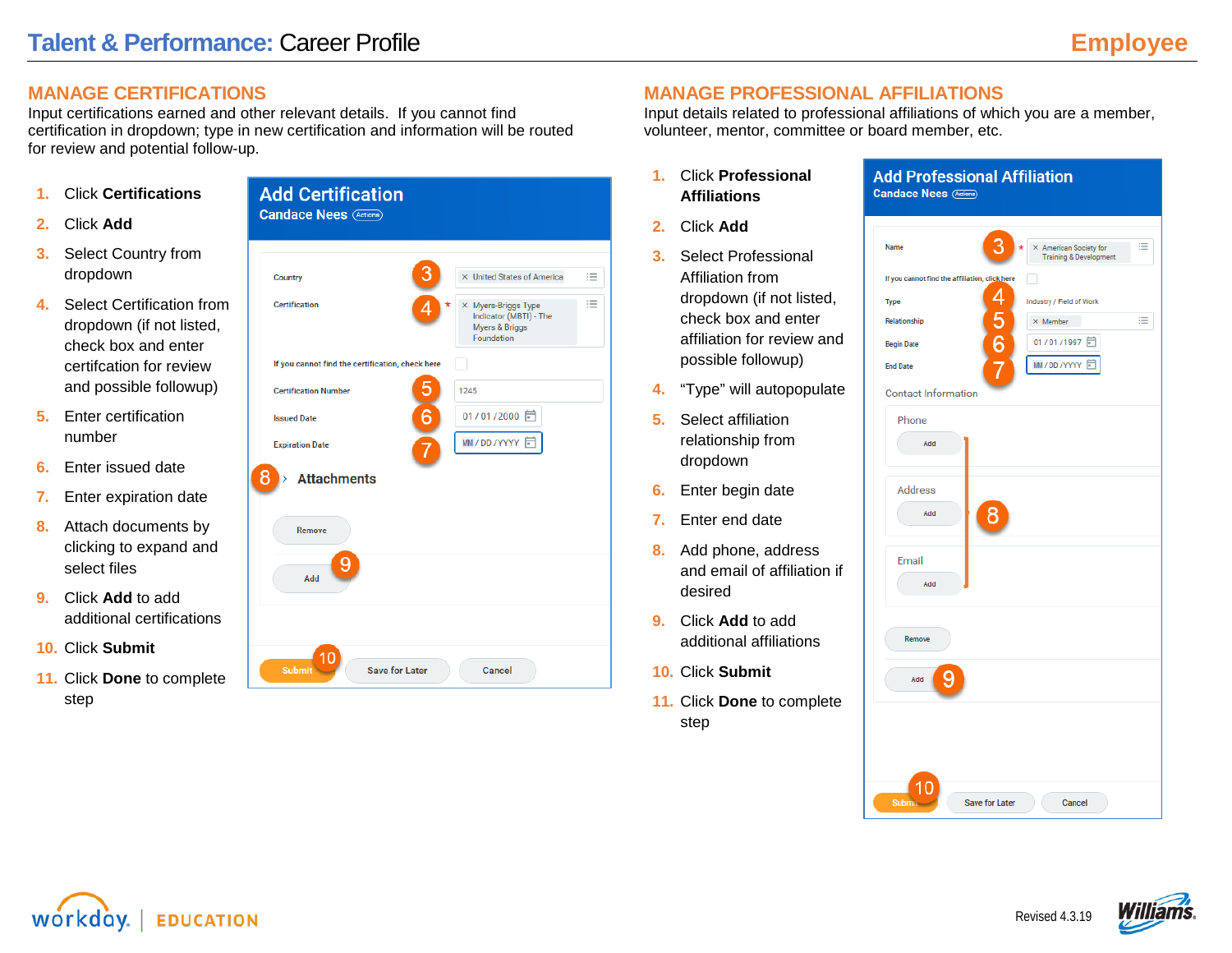# Talent & Performance: Career Profile

**Employee**

## MANAGE CERTIFICATIONS

Input certifications earned and other relevant details. If you cannot find certification in dropdown; type in new certification and information will be routed for review and potential follow-up.

1. Click **Certifications**
2. Click **Add**
3. Select Country from dropdown
4. Select Certification from dropdown (if not listed, check box and enter certifcation for review and possible followup)
5. Enter certification number
6. Enter issued date
7. Enter expiration date
8. Attach documents by clicking to expand and select files
9. Click **Add** to add additional certifications
10. Click **Submit**
11. Click **Done** to complete step

## MANAGE PROFESSIONAL AFFILIATIONS

Input details related to professional affiliations of which you are a member, volunteer, mentor, committee or board member, etc.

1. Click **Professional Affiliations**
2. Click **Add**
3. Select Professional Affiliation from dropdown (if not listed, check box and enter affiliation for review and possible followup)
4. "Type" will autopopulate
5. Select affiliation relationship from dropdown
6. Enter begin date
7. Enter end date
8. Add phone, address and email of affiliation if desired
9. Click **Add** to add additional affiliations
10. Click **Submit**
11. Click **Done** to complete step

Revised 4.3.19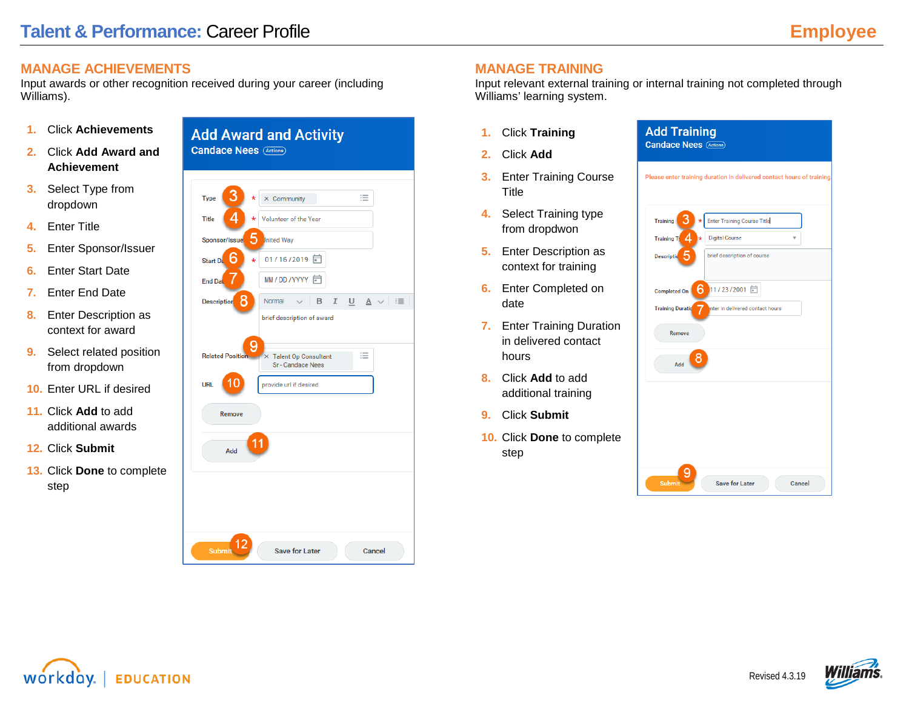# Talent & Performance: Career Profile

**Employee**

## MANAGE ACHIEVEMENTS

Input awards or other recognition received during your career (including Williams).

1. Click **Achievements**
2. Click **Add Award and Achievement**
3. Select Type from dropdown
4. Enter Title
5. Enter Sponsor/Issuer
6. Enter Start Date
7. Enter End Date
8. Enter Description as context for award
9. Select related position from dropdown
10. Enter URL if desired
11. Click **Add** to add additional awards
12. Click **Submit**
13. Click **Done** to complete step

**Add Award and Activity**
Candace Nees (Actions)

Type: Community (3)
Title: Volunteer of the Year (4)
Sponsor/Issuer: United Way (5)
Start Date: 01 / 16 / 2019 (6)
End Date: MM / DD / YYYY (7)
Description: brief description of award (8)
Related Position: Talent Op Consultant Sr - Candace Nees (9)
URL: provide url if desired (10)
Remove
Add (11)
Submit (12) | Save for Later | Cancel

## MANAGE TRAINING

Input relevant external training or internal training not completed through Williams' learning system.

1. Click **Training**
2. Click **Add**
3. Enter Training Course Title
4. Select Training type from dropdwon
5. Enter Description as context for training
6. Enter Completed on date
7. Enter Training Duration in delivered contact hours
8. Click **Add** to add additional training
9. Click **Submit**
10. Click **Done** to complete step

**Add Training**
Candace Nees (Actions)

Please enter training duration in delivered contact hours of training.

Training: Enter Training Course Title (3)
Training Type: Digital Course (4)
Description: brief description of course (5)
Completed On: 11 / 23 / 2001 (6)
Training Duration: Enter in delivered contact hours (7)
Remove
Add (8)
Submit (9) | Save for Later | Cancel

workday. | EDUCATION

Revised 4.3.19

Williams.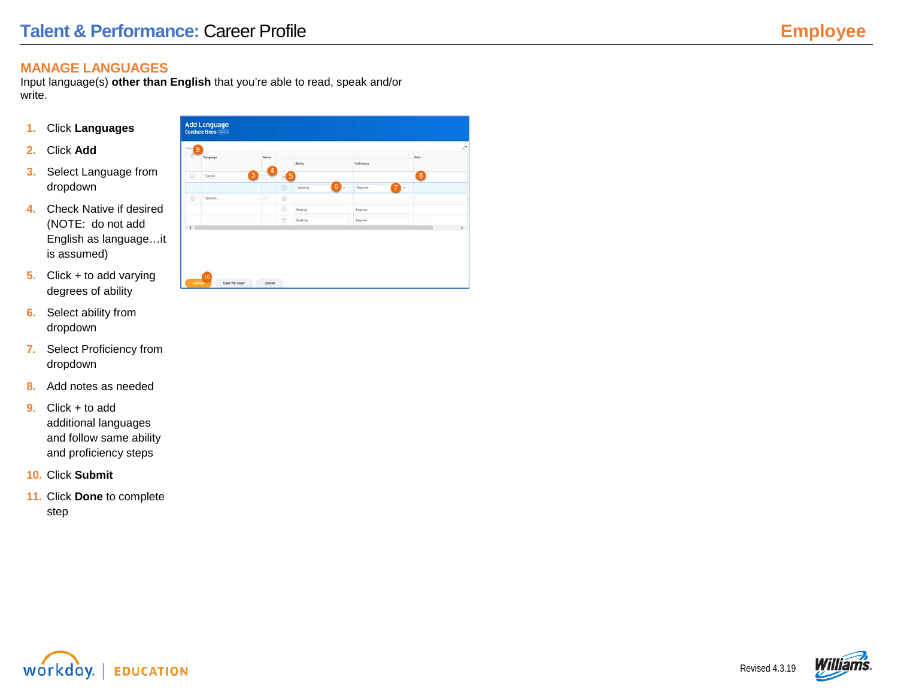# Talent & Performance: Career Profile

**Employee**

## MANAGE LANGUAGES

Input language(s) **other than English** that you're able to read, speak and/or write.

1. Click **Languages**
2. Click **Add**
3. Select Language from dropdown
4. Check Native if desired (NOTE: do not add English as language…it is assumed)
5. Click + to add varying degrees of ability
6. Select ability from dropdown
7. Select Proficiency from dropdown
8. Add notes as needed
9. Click + to add additional languages and follow same ability and proficiency steps
10. Click **Submit**
11. Click **Done** to complete step

Revised 4.3.19